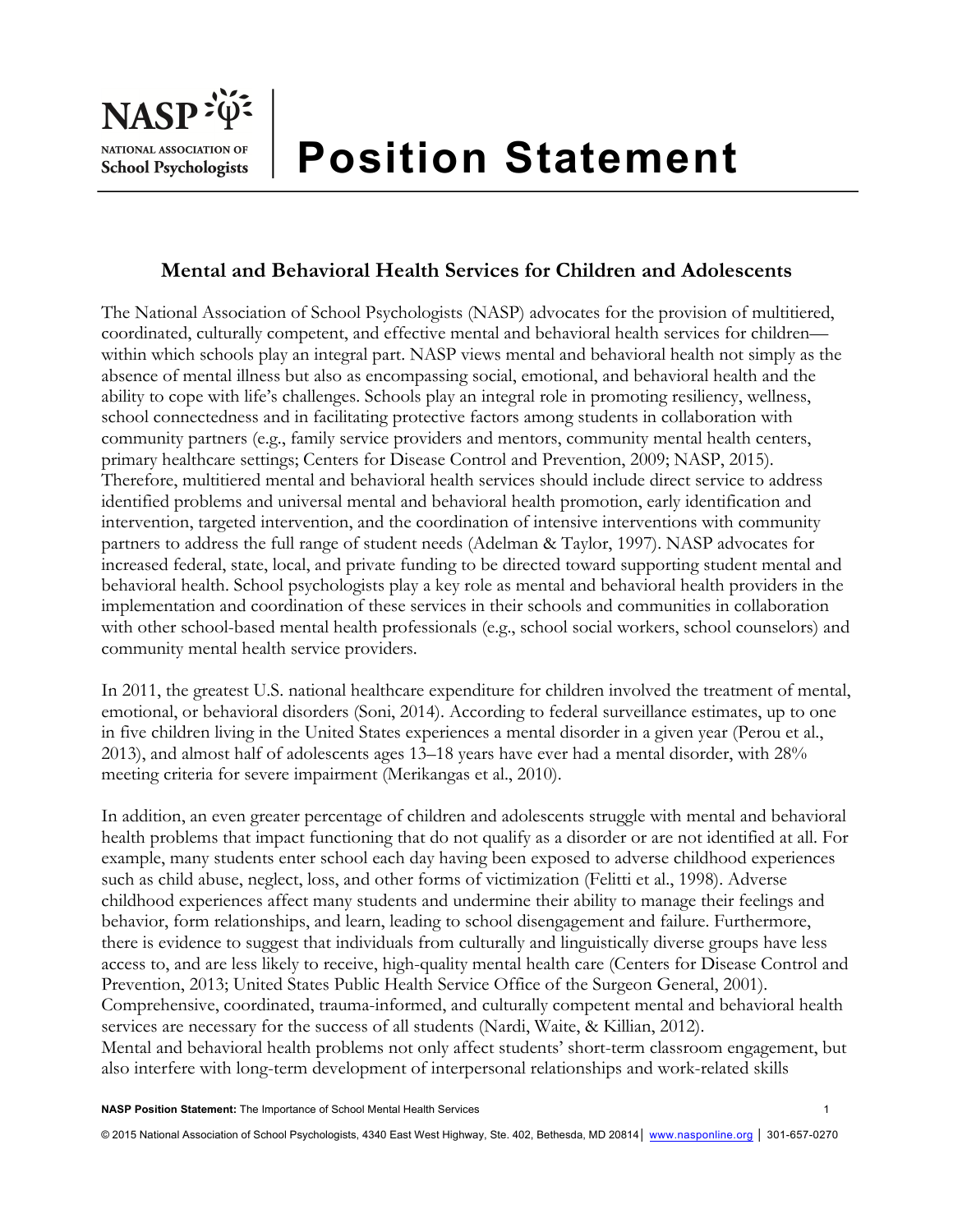# Position Statement

## Mental and Behavioral Health Services for Children and Adolescents

The National Association of School Psychologists (NASP) advocates for the provision of multitiered, coordinated, culturally competent, and effective mental and behavioral health services for children—within which schools play an integral part. NASP views mental and behavioral health not simply as the absence of mental illness but also as encompassing social, emotional, and behavioral health and the ability to cope with life's challenges. Schools play an integral role in promoting resiliency, wellness, school connectedness and in facilitating protective factors among students in collaboration with community partners (e.g., family service providers and mentors, community mental health centers, primary healthcare settings; Centers for Disease Control and Prevention, 2009; NASP, 2015). Therefore, multitiered mental and behavioral health services should include direct service to address identified problems and universal mental and behavioral health promotion, early identification and intervention, targeted intervention, and the coordination of intensive interventions with community partners to address the full range of student needs (Adelman & Taylor, 1997). NASP advocates for increased federal, state, local, and private funding to be directed toward supporting student mental and behavioral health. School psychologists play a key role as mental and behavioral health providers in the implementation and coordination of these services in their schools and communities in collaboration with other school-based mental health professionals (e.g., school social workers, school counselors) and community mental health service providers.

In 2011, the greatest U.S. national healthcare expenditure for children involved the treatment of mental, emotional, or behavioral disorders (Soni, 2014). According to federal surveillance estimates, up to one in five children living in the United States experiences a mental disorder in a given year (Perou et al., 2013), and almost half of adolescents ages 13–18 years have ever had a mental disorder, with 28% meeting criteria for severe impairment (Merikangas et al., 2010).

In addition, an even greater percentage of children and adolescents struggle with mental and behavioral health problems that impact functioning that do not qualify as a disorder or are not identified at all. For example, many students enter school each day having been exposed to adverse childhood experiences such as child abuse, neglect, loss, and other forms of victimization (Felitti et al., 1998). Adverse childhood experiences affect many students and undermine their ability to manage their feelings and behavior, form relationships, and learn, leading to school disengagement and failure. Furthermore, there is evidence to suggest that individuals from culturally and linguistically diverse groups have less access to, and are less likely to receive, high-quality mental health care (Centers for Disease Control and Prevention, 2013; United States Public Health Service Office of the Surgeon General, 2001). Comprehensive, coordinated, trauma-informed, and culturally competent mental and behavioral health services are necessary for the success of all students (Nardi, Waite, & Killian, 2012).

Mental and behavioral health problems not only affect students' short-term classroom engagement, but also interfere with long-term development of interpersonal relationships and work-related skills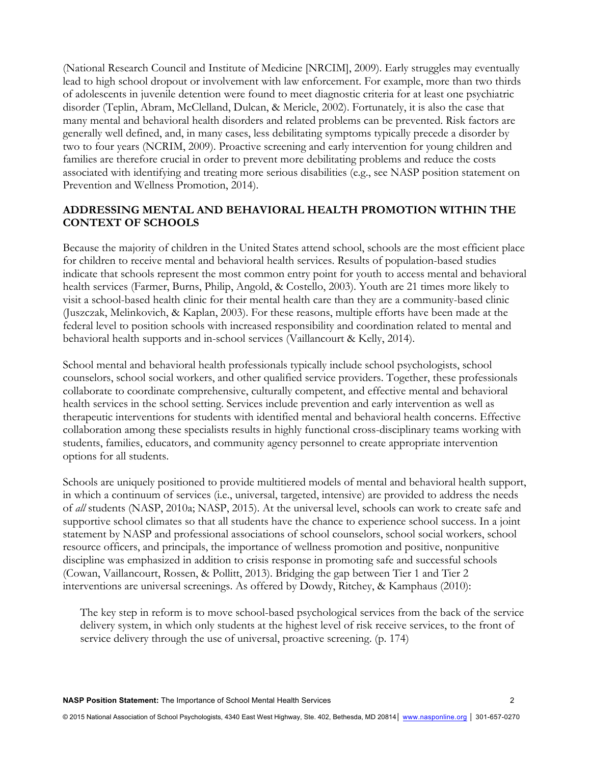(National Research Council and Institute of Medicine [NRCIM], 2009). Early struggles may eventually lead to high school dropout or involvement with law enforcement. For example, more than two thirds of adolescents in juvenile detention were found to meet diagnostic criteria for at least one psychiatric disorder (Teplin, Abram, McClelland, Dulcan, & Mericle, 2002). Fortunately, it is also the case that many mental and behavioral health disorders and related problems can be prevented. Risk factors are generally well defined, and, in many cases, less debilitating symptoms typically precede a disorder by two to four years (NCRIM, 2009). Proactive screening and early intervention for young children and families are therefore crucial in order to prevent more debilitating problems and reduce the costs associated with identifying and treating more serious disabilities (e.g., see NASP position statement on Prevention and Wellness Promotion, 2014).

## ADDRESSING MENTAL AND BEHAVIORAL HEALTH PROMOTION WITHIN THE CONTEXT OF SCHOOLS

Because the majority of children in the United States attend school, schools are the most efficient place for children to receive mental and behavioral health services. Results of population-based studies indicate that schools represent the most common entry point for youth to access mental and behavioral health services (Farmer, Burns, Philip, Angold, & Costello, 2003). Youth are 21 times more likely to visit a school-based health clinic for their mental health care than they are a community-based clinic (Juszczak, Melinkovich, & Kaplan, 2003). For these reasons, multiple efforts have been made at the federal level to position schools with increased responsibility and coordination related to mental and behavioral health supports and in-school services (Vaillancourt & Kelly, 2014).

School mental and behavioral health professionals typically include school psychologists, school counselors, school social workers, and other qualified service providers. Together, these professionals collaborate to coordinate comprehensive, culturally competent, and effective mental and behavioral health services in the school setting. Services include prevention and early intervention as well as therapeutic interventions for students with identified mental and behavioral health concerns. Effective collaboration among these specialists results in highly functional cross-disciplinary teams working with students, families, educators, and community agency personnel to create appropriate intervention options for all students.

Schools are uniquely positioned to provide multitiered models of mental and behavioral health support, in which a continuum of services (i.e., universal, targeted, intensive) are provided to address the needs of *all* students (NASP, 2010a; NASP, 2015). At the universal level, schools can work to create safe and supportive school climates so that all students have the chance to experience school success. In a joint statement by NASP and professional associations of school counselors, school social workers, school resource officers, and principals, the importance of wellness promotion and positive, nonpunitive discipline was emphasized in addition to crisis response in promoting safe and successful schools (Cowan, Vaillancourt, Rossen, & Pollitt, 2013). Bridging the gap between Tier 1 and Tier 2 interventions are universal screenings. As offered by Dowdy, Ritchey, & Kamphaus (2010):

> The key step in reform is to move school-based psychological services from the back of the service delivery system, in which only students at the highest level of risk receive services, to the front of service delivery through the use of universal, proactive screening. (p. 174)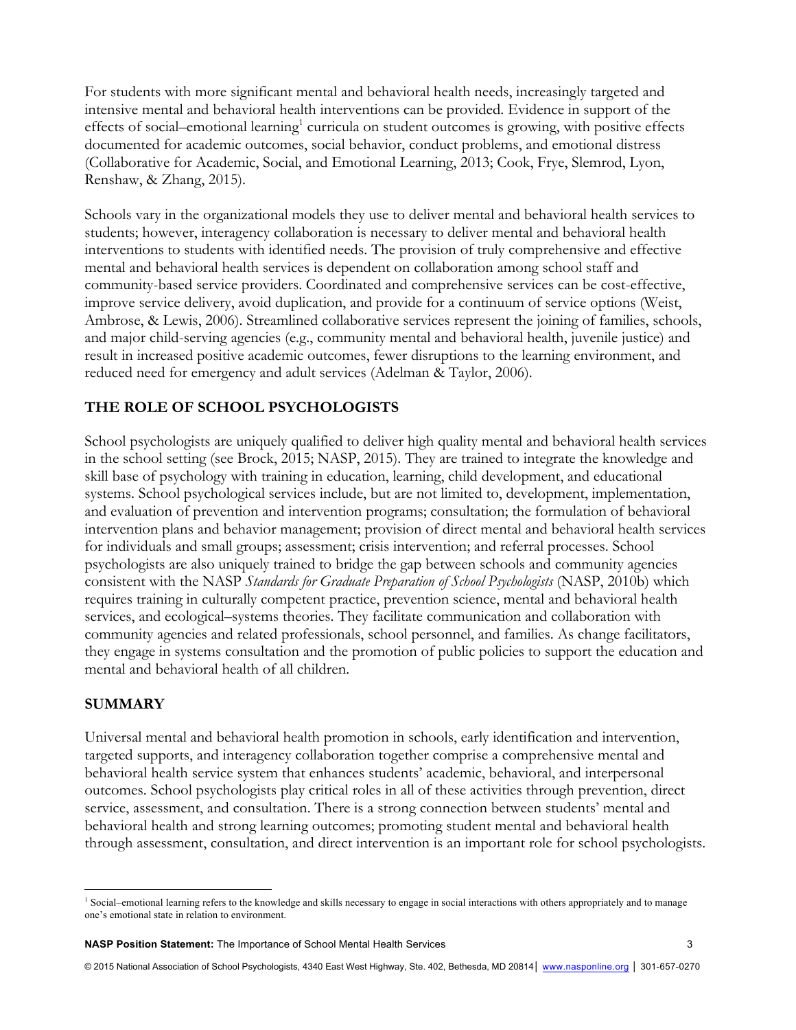For students with more significant mental and behavioral health needs, increasingly targeted and intensive mental and behavioral health interventions can be provided. Evidence in support of the effects of social–emotional learning[1] curricula on student outcomes is growing, with positive effects documented for academic outcomes, social behavior, conduct problems, and emotional distress (Collaborative for Academic, Social, and Emotional Learning, 2013; Cook, Frye, Slemrod, Lyon, Renshaw, & Zhang, 2015).

Schools vary in the organizational models they use to deliver mental and behavioral health services to students; however, interagency collaboration is necessary to deliver mental and behavioral health interventions to students with identified needs. The provision of truly comprehensive and effective mental and behavioral health services is dependent on collaboration among school staff and community-based service providers. Coordinated and comprehensive services can be cost-effective, improve service delivery, avoid duplication, and provide for a continuum of service options (Weist, Ambrose, & Lewis, 2006). Streamlined collaborative services represent the joining of families, schools, and major child-serving agencies (e.g., community mental and behavioral health, juvenile justice) and result in increased positive academic outcomes, fewer disruptions to the learning environment, and reduced need for emergency and adult services (Adelman & Taylor, 2006).

## THE ROLE OF SCHOOL PSYCHOLOGISTS

School psychologists are uniquely qualified to deliver high quality mental and behavioral health services in the school setting (see Brock, 2015; NASP, 2015). They are trained to integrate the knowledge and skill base of psychology with training in education, learning, child development, and educational systems. School psychological services include, but are not limited to, development, implementation, and evaluation of prevention and intervention programs; consultation; the formulation of behavioral intervention plans and behavior management; provision of direct mental and behavioral health services for individuals and small groups; assessment; crisis intervention; and referral processes. School psychologists are also uniquely trained to bridge the gap between schools and community agencies consistent with the NASP *Standards for Graduate Preparation of School Psychologists* (NASP, 2010b) which requires training in culturally competent practice, prevention science, mental and behavioral health services, and ecological–systems theories. They facilitate communication and collaboration with community agencies and related professionals, school personnel, and families. As change facilitators, they engage in systems consultation and the promotion of public policies to support the education and mental and behavioral health of all children.

## SUMMARY

Universal mental and behavioral health promotion in schools, early identification and intervention, targeted supports, and interagency collaboration together comprise a comprehensive mental and behavioral health service system that enhances students' academic, behavioral, and interpersonal outcomes. School psychologists play critical roles in all of these activities through prevention, direct service, assessment, and consultation. There is a strong connection between students' mental and behavioral health and strong learning outcomes; promoting student mental and behavioral health through assessment, consultation, and direct intervention is an important role for school psychologists.

[1] Social–emotional learning refers to the knowledge and skills necessary to engage in social interactions with others appropriately and to manage one's emotional state in relation to environment.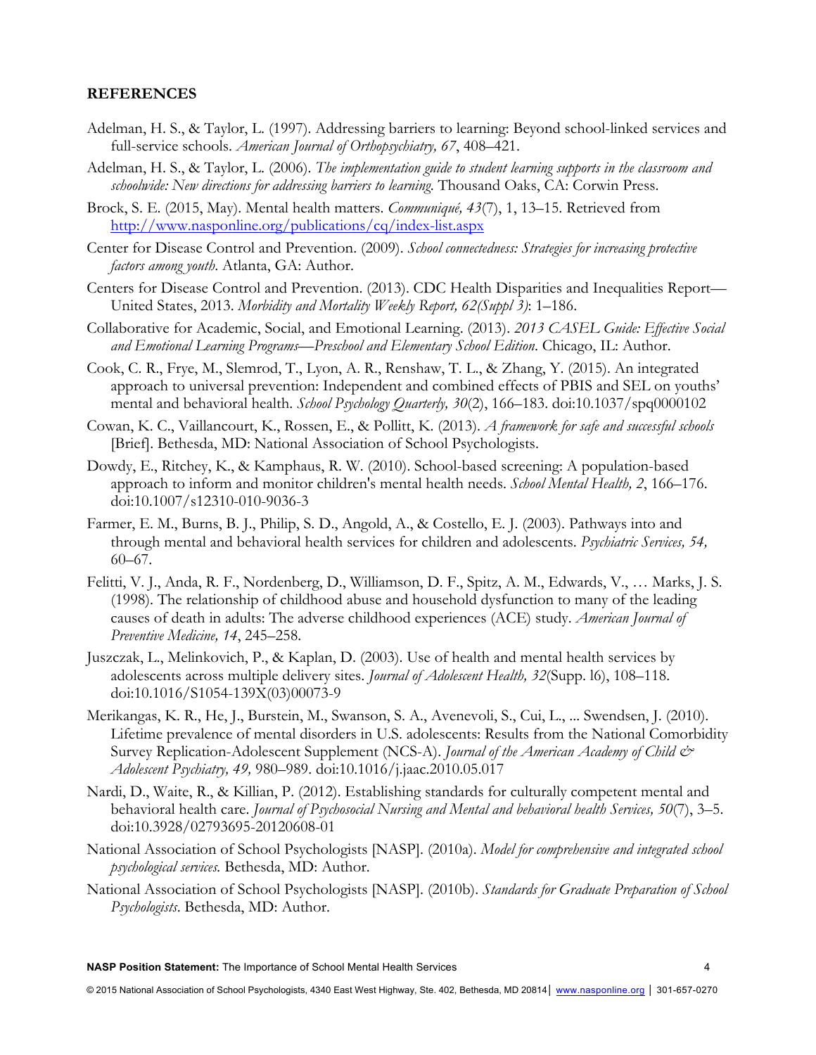**REFERENCES**

Adelman, H. S., & Taylor, L. (1997). Addressing barriers to learning: Beyond school-linked services and full-service schools. *American Journal of Orthopsychiatry, 67*, 408–421.

Adelman, H. S., & Taylor, L. (2006). *The implementation guide to student learning supports in the classroom and schoolwide: New directions for addressing barriers to learning.* Thousand Oaks, CA: Corwin Press.

Brock, S. E. (2015, May). Mental health matters. *Communiqué, 43*(7), 1, 13–15. Retrieved from http://www.nasponline.org/publications/cq/index-list.aspx

Center for Disease Control and Prevention. (2009). *School connectedness: Strategies for increasing protective factors among youth.* Atlanta, GA: Author.

Centers for Disease Control and Prevention. (2013). CDC Health Disparities and Inequalities Report—United States, 2013. *Morbidity and Mortality Weekly Report, 62(Suppl 3)*: 1–186.

Collaborative for Academic, Social, and Emotional Learning. (2013). *2013 CASEL Guide: Effective Social and Emotional Learning Programs—Preschool and Elementary School Edition.* Chicago, IL: Author.

Cook, C. R., Frye, M., Slemrod, T., Lyon, A. R., Renshaw, T. L., & Zhang, Y. (2015). An integrated approach to universal prevention: Independent and combined effects of PBIS and SEL on youths' mental and behavioral health. *School Psychology Quarterly, 30*(2), 166–183. doi:10.1037/spq0000102

Cowan, K. C., Vaillancourt, K., Rossen, E., & Pollitt, K. (2013). *A framework for safe and successful schools* [Brief]. Bethesda, MD: National Association of School Psychologists.

Dowdy, E., Ritchey, K., & Kamphaus, R. W. (2010). School-based screening: A population-based approach to inform and monitor children's mental health needs. *School Mental Health, 2*, 166–176. doi:10.1007/s12310-010-9036-3

Farmer, E. M., Burns, B. J., Philip, S. D., Angold, A., & Costello, E. J. (2003). Pathways into and through mental and behavioral health services for children and adolescents. *Psychiatric Services, 54,* 60–67.

Felitti, V. J., Anda, R. F., Nordenberg, D., Williamson, D. F., Spitz, A. M., Edwards, V., … Marks, J. S. (1998). The relationship of childhood abuse and household dysfunction to many of the leading causes of death in adults: The adverse childhood experiences (ACE) study. *American Journal of Preventive Medicine, 14*, 245–258.

Juszczak, L., Melinkovich, P., & Kaplan, D. (2003). Use of health and mental health services by adolescents across multiple delivery sites. *Journal of Adolescent Health, 32*(Supp. l6), 108–118. doi:10.1016/S1054-139X(03)00073-9

Merikangas, K. R., He, J., Burstein, M., Swanson, S. A., Avenevoli, S., Cui, L., ... Swendsen, J. (2010). Lifetime prevalence of mental disorders in U.S. adolescents: Results from the National Comorbidity Survey Replication-Adolescent Supplement (NCS-A). *Journal of the American Academy of Child & Adolescent Psychiatry, 49,* 980–989. doi:10.1016/j.jaac.2010.05.017

Nardi, D., Waite, R., & Killian, P. (2012). Establishing standards for culturally competent mental and behavioral health care. *Journal of Psychosocial Nursing and Mental and behavioral health Services, 50*(7), 3–5. doi:10.3928/02793695-20120608-01

National Association of School Psychologists [NASP]. (2010a). *Model for comprehensive and integrated school psychological services.* Bethesda, MD: Author.

National Association of School Psychologists [NASP]. (2010b). *Standards for Graduate Preparation of School Psychologists*. Bethesda, MD: Author.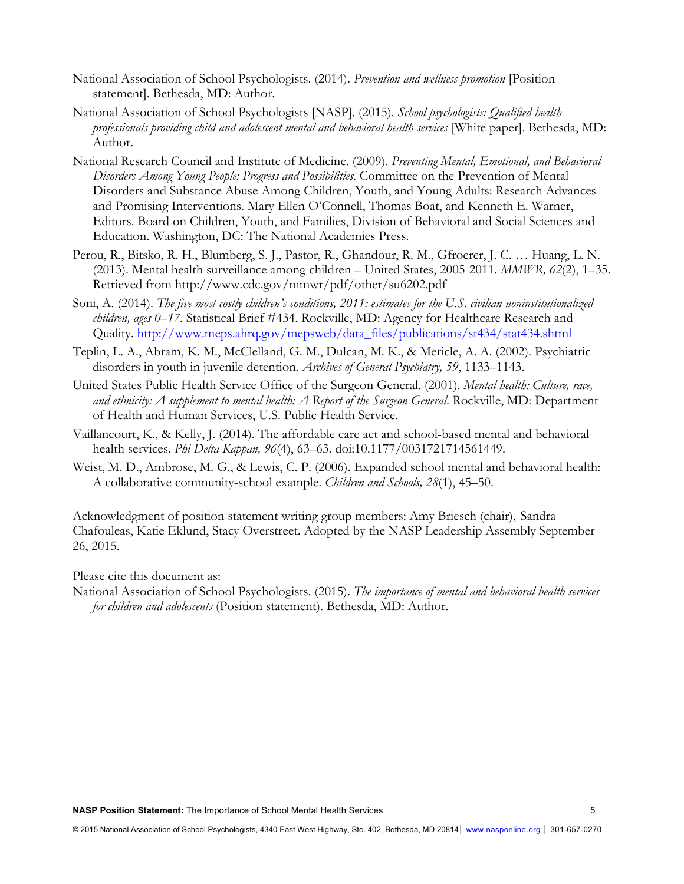National Association of School Psychologists. (2014). *Prevention and wellness promotion* [Position statement]. Bethesda, MD: Author.

National Association of School Psychologists [NASP]. (2015). *School psychologists: Qualified health professionals providing child and adolescent mental and behavioral health services* [White paper]. Bethesda, MD: Author.

National Research Council and Institute of Medicine. (2009). *Preventing Mental, Emotional, and Behavioral Disorders Among Young People: Progress and Possibilities.* Committee on the Prevention of Mental Disorders and Substance Abuse Among Children, Youth, and Young Adults: Research Advances and Promising Interventions. Mary Ellen O'Connell, Thomas Boat, and Kenneth E. Warner, Editors. Board on Children, Youth, and Families, Division of Behavioral and Social Sciences and Education. Washington, DC: The National Academies Press.

Perou, R., Bitsko, R. H., Blumberg, S. J., Pastor, R., Ghandour, R. M., Gfroerer, J. C. … Huang, L. N. (2013). Mental health surveillance among children – United States, 2005-2011. *MMWR, 62*(2), 1–35. Retrieved from http://www.cdc.gov/mmwr/pdf/other/su6202.pdf

Soni, A. (2014). *The five most costly children's conditions, 2011: estimates for the U.S. civilian noninstitutionalized children, ages 0–17.* Statistical Brief #434. Rockville, MD: Agency for Healthcare Research and Quality. http://www.meps.ahrq.gov/mepsweb/data_files/publications/st434/stat434.shtml

Teplin, L. A., Abram, K. M., McClelland, G. M., Dulcan, M. K., & Mericle, A. A. (2002). Psychiatric disorders in youth in juvenile detention. *Archives of General Psychiatry, 59*, 1133–1143.

United States Public Health Service Office of the Surgeon General. (2001). *Mental health: Culture, race, and ethnicity: A supplement to mental health: A Report of the Surgeon General.* Rockville, MD: Department of Health and Human Services, U.S. Public Health Service.

Vaillancourt, K., & Kelly, J. (2014). The affordable care act and school-based mental and behavioral health services. *Phi Delta Kappan, 96*(4), 63–63. doi:10.1177/0031721714561449.

Weist, M. D., Ambrose, M. G., & Lewis, C. P. (2006). Expanded school mental and behavioral health: A collaborative community-school example. *Children and Schools, 28*(1), 45–50.

Acknowledgment of position statement writing group members: Amy Briesch (chair), Sandra Chafouleas, Katie Eklund, Stacy Overstreet. Adopted by the NASP Leadership Assembly September 26, 2015.

Please cite this document as:

National Association of School Psychologists. (2015). *The importance of mental and behavioral health services for children and adolescents* (Position statement). Bethesda, MD: Author.